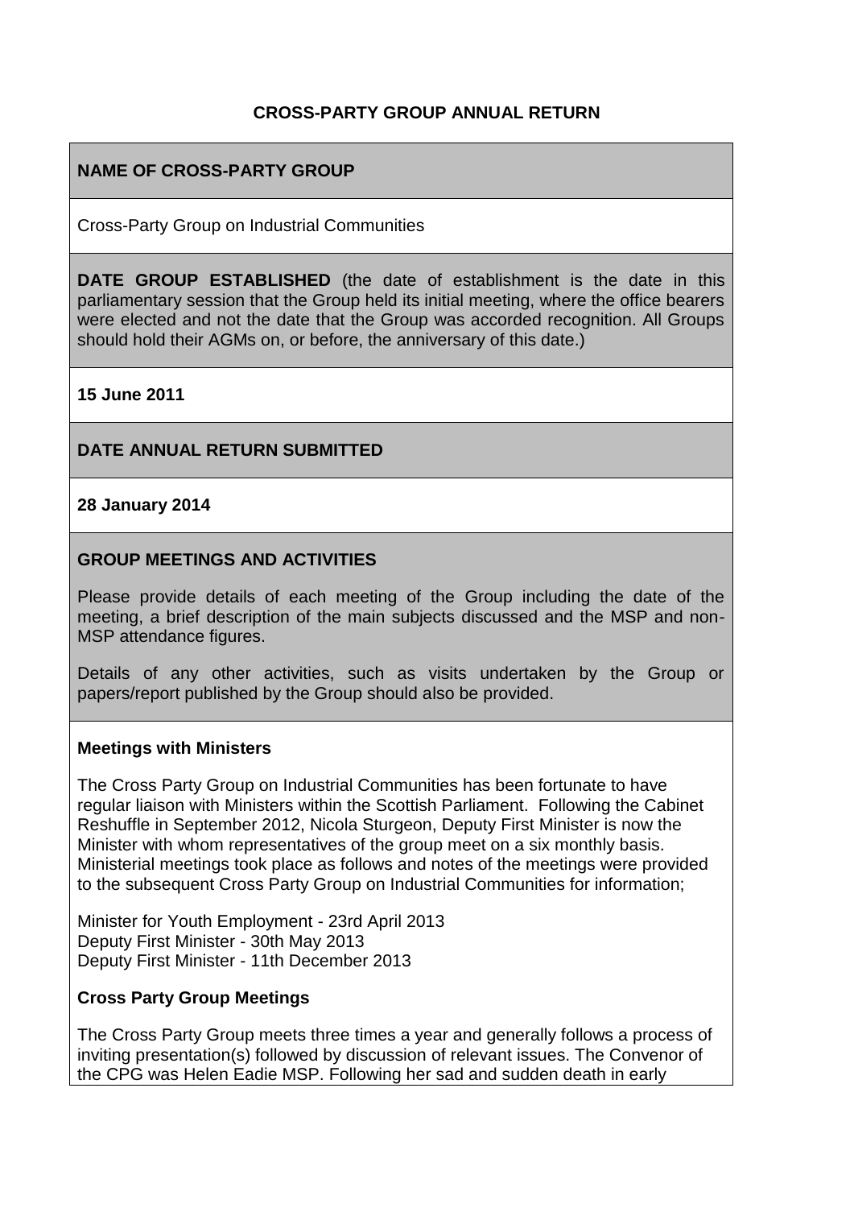# CROSS-PARTY GROUP ANNUAL RETURN

**NAME OF CROSS-PARTY GROUP**

Cross-Party Group on Industrial Communities

**DATE GROUP ESTABLISHED** (the date of establishment is the date in this parliamentary session that the Group held its initial meeting, where the office bearers were elected and not the date that the Group was accorded recognition. All Groups should hold their AGMs on, or before, the anniversary of this date.)

**15 June 2011**

**DATE ANNUAL RETURN SUBMITTED**

**28 January 2014**

**GROUP MEETINGS AND ACTIVITIES**

Please provide details of each meeting of the Group including the date of the meeting, a brief description of the main subjects discussed and the MSP and non-MSP attendance figures.

Details of any other activities, such as visits undertaken by the Group or papers/report published by the Group should also be provided.

**Meetings with Ministers**

The Cross Party Group on Industrial Communities has been fortunate to have regular liaison with Ministers within the Scottish Parliament. Following the Cabinet Reshuffle in September 2012, Nicola Sturgeon, Deputy First Minister is now the Minister with whom representatives of the group meet on a six monthly basis. Ministerial meetings took place as follows and notes of the meetings were provided to the subsequent Cross Party Group on Industrial Communities for information;

Minister for Youth Employment - 23rd April 2013
Deputy First Minister - 30th May 2013
Deputy First Minister - 11th December 2013

**Cross Party Group Meetings**

The Cross Party Group meets three times a year and generally follows a process of inviting presentation(s) followed by discussion of relevant issues. The Convenor of the CPG was Helen Eadie MSP. Following her sad and sudden death in early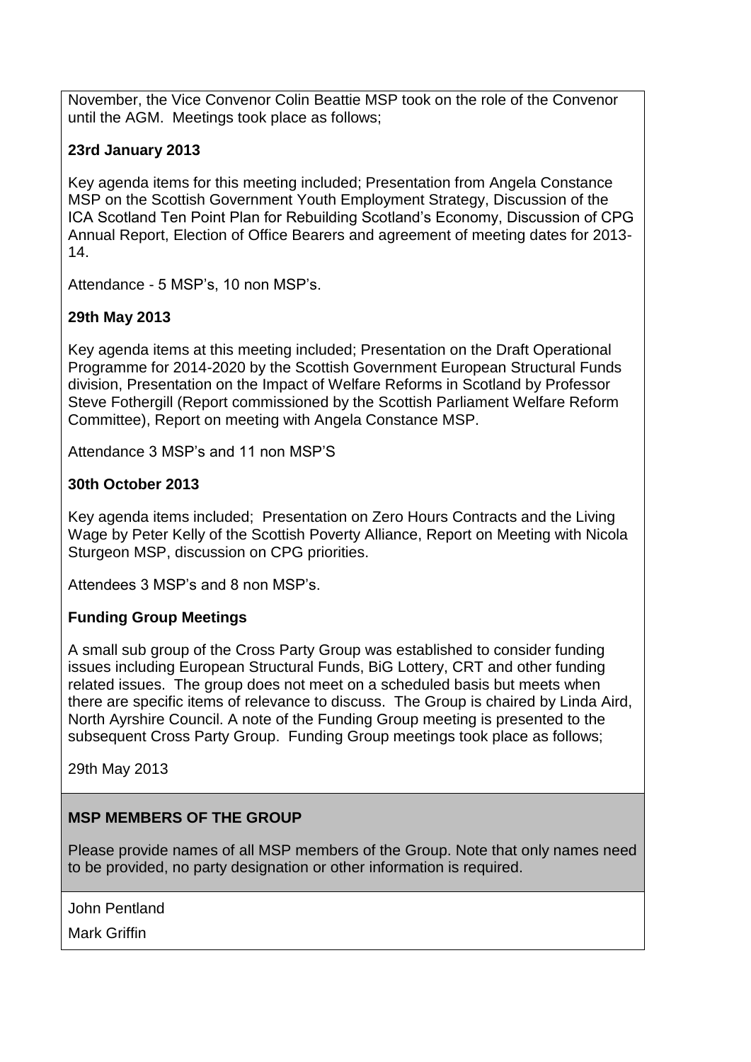November, the Vice Convenor Colin Beattie MSP took on the role of the Convenor until the AGM. Meetings took place as follows;

**23rd January 2013**

Key agenda items for this meeting included; Presentation from Angela Constance MSP on the Scottish Government Youth Employment Strategy, Discussion of the ICA Scotland Ten Point Plan for Rebuilding Scotland's Economy, Discussion of CPG Annual Report, Election of Office Bearers and agreement of meeting dates for 2013-14.

Attendance - 5 MSP's, 10 non MSP's.

**29th May 2013**

Key agenda items at this meeting included; Presentation on the Draft Operational Programme for 2014-2020 by the Scottish Government European Structural Funds division, Presentation on the Impact of Welfare Reforms in Scotland by Professor Steve Fothergill (Report commissioned by the Scottish Parliament Welfare Reform Committee), Report on meeting with Angela Constance MSP.

Attendance 3 MSP's and 11 non MSP'S

**30th October 2013**

Key agenda items included; Presentation on Zero Hours Contracts and the Living Wage by Peter Kelly of the Scottish Poverty Alliance, Report on Meeting with Nicola Sturgeon MSP, discussion on CPG priorities.

Attendees 3 MSP's and 8 non MSP's.

**Funding Group Meetings**

A small sub group of the Cross Party Group was established to consider funding issues including European Structural Funds, BiG Lottery, CRT and other funding related issues. The group does not meet on a scheduled basis but meets when there are specific items of relevance to discuss. The Group is chaired by Linda Aird, North Ayrshire Council. A note of the Funding Group meeting is presented to the subsequent Cross Party Group. Funding Group meetings took place as follows;

29th May 2013

**MSP MEMBERS OF THE GROUP**

Please provide names of all MSP members of the Group. Note that only names need to be provided, no party designation or other information is required.

John Pentland

Mark Griffin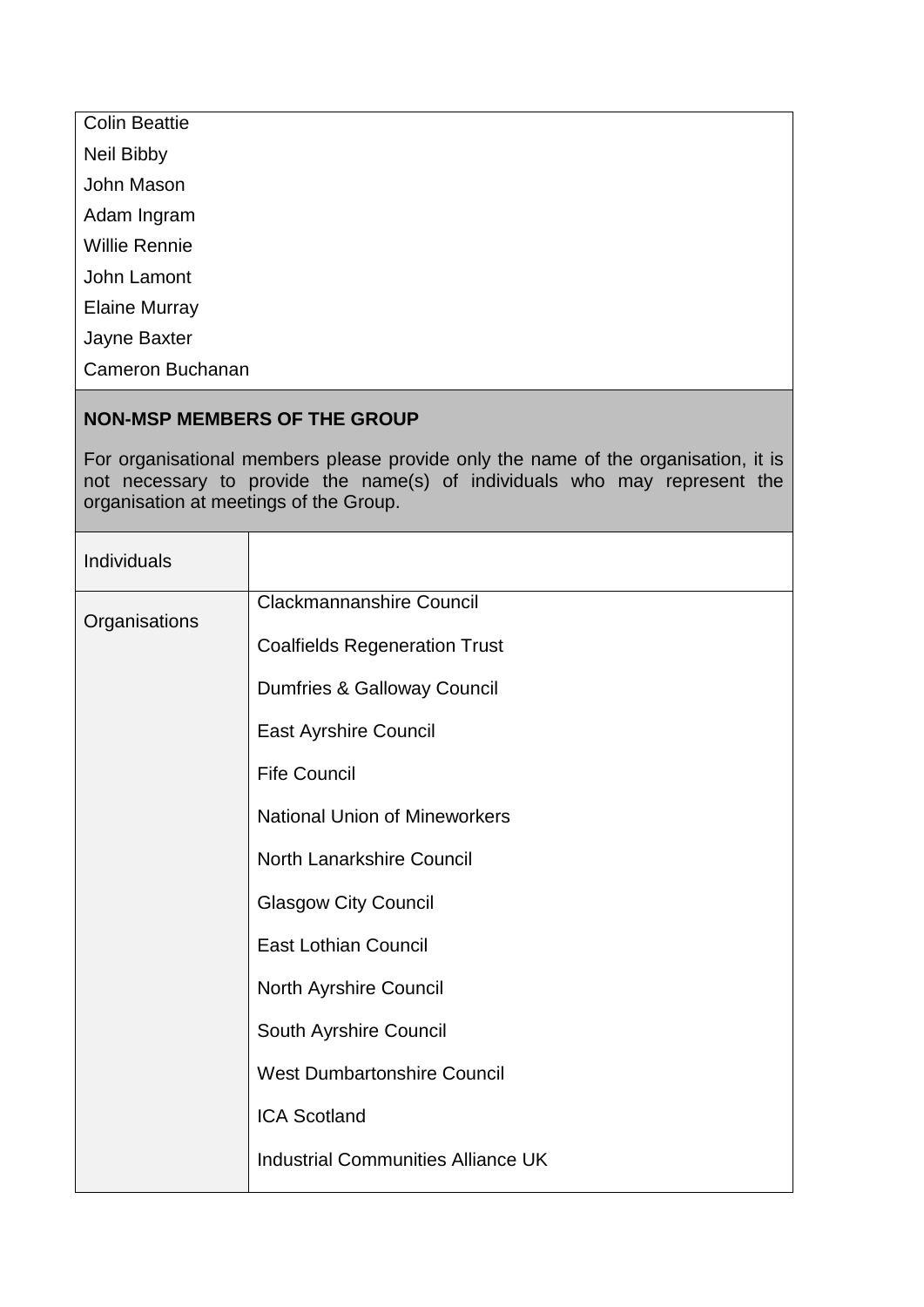| Colin Beattie |
|---|
| Neil Bibby |
| John Mason |
| Adam Ingram |
| Willie Rennie |
| John Lamont |
| Elaine Murray |
| Jayne Baxter |
| Cameron Buchanan |

**NON-MSP MEMBERS OF THE GROUP**

For organisational members please provide only the name of the organisation, it is not necessary to provide the name(s) of individuals who may represent the organisation at meetings of the Group.

| | |
|---|---|
| Individuals | |
| Organisations | Clackmannanshire Council |
| | Coalfields Regeneration Trust |
| | Dumfries & Galloway Council |
| | East Ayrshire Council |
| | Fife Council |
| | National Union of Mineworkers |
| | North Lanarkshire Council |
| | Glasgow City Council |
| | East Lothian Council |
| | North Ayrshire Council |
| | South Ayrshire Council |
| | West Dumbartonshire Council |
| | ICA Scotland |
| | Industrial Communities Alliance UK |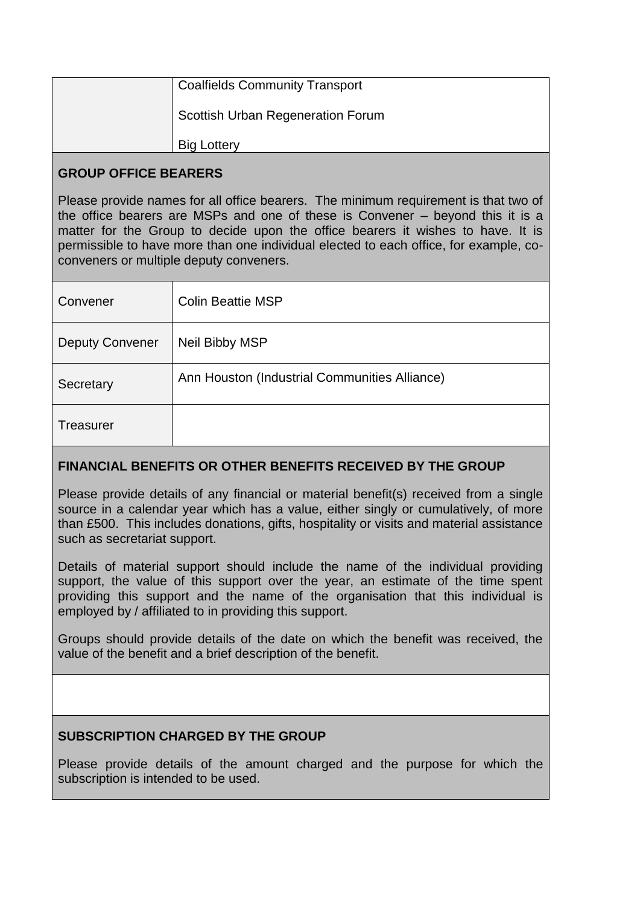| | |
|---|---|
| | Coalfields Community Transport<br><br>Scottish Urban Regeneration Forum<br><br>Big Lottery |

## GROUP OFFICE BEARERS

Please provide names for all office bearers. The minimum requirement is that two of the office bearers are MSPs and one of these is Convener – beyond this it is a matter for the Group to decide upon the office bearers it wishes to have. It is permissible to have more than one individual elected to each office, for example, co-conveners or multiple deputy conveners.

| | |
|---|---|
| Convener | Colin Beattie MSP |
| Deputy Convener | Neil Bibby MSP |
| Secretary | Ann Houston (Industrial Communities Alliance) |
| Treasurer | |

## FINANCIAL BENEFITS OR OTHER BENEFITS RECEIVED BY THE GROUP

Please provide details of any financial or material benefit(s) received from a single source in a calendar year which has a value, either singly or cumulatively, of more than £500. This includes donations, gifts, hospitality or visits and material assistance such as secretariat support.

Details of material support should include the name of the individual providing support, the value of this support over the year, an estimate of the time spent providing this support and the name of the organisation that this individual is employed by / affiliated to in providing this support.

Groups should provide details of the date on which the benefit was received, the value of the benefit and a brief description of the benefit.

## SUBSCRIPTION CHARGED BY THE GROUP

Please provide details of the amount charged and the purpose for which the subscription is intended to be used.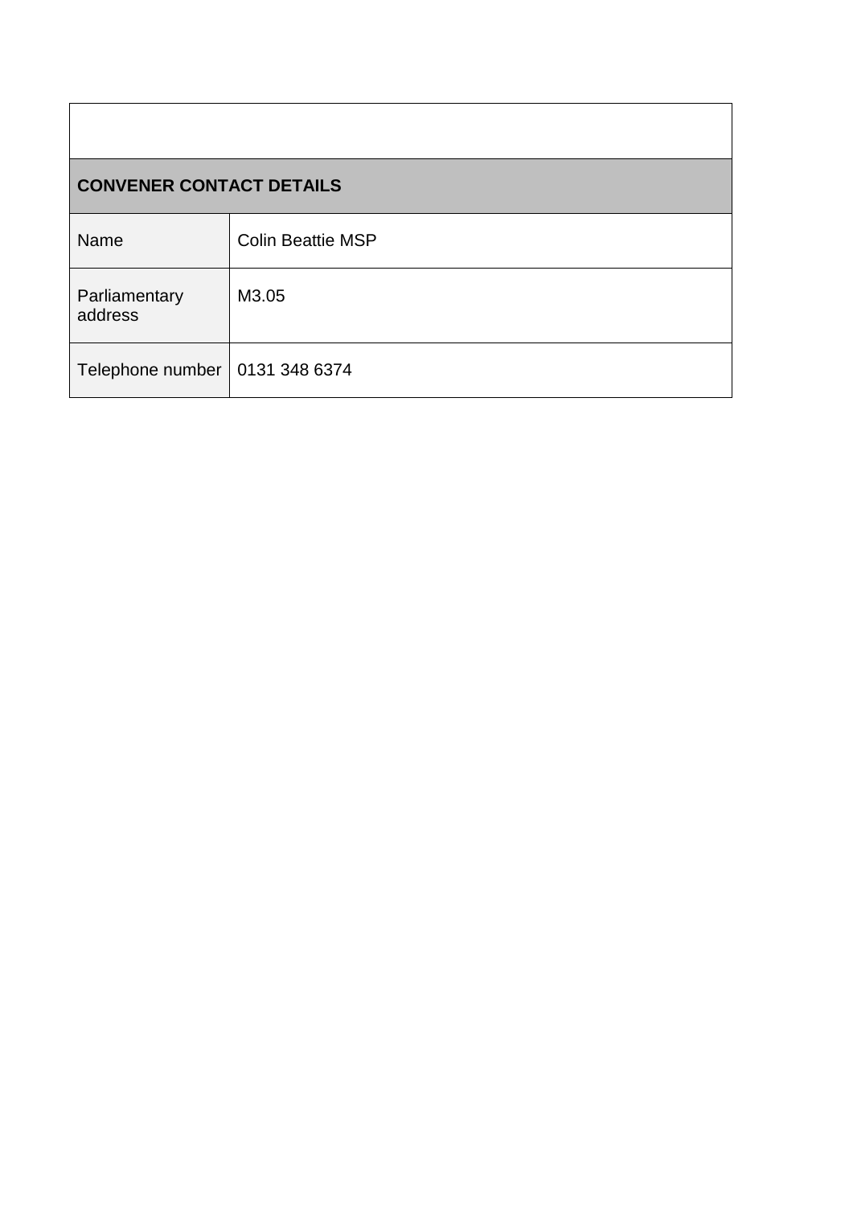| | |
|---|---|
| **CONVENER CONTACT DETAILS** | |
| Name | Colin Beattie MSP |
| Parliamentary address | M3.05 |
| Telephone number | 0131 348 6374 |